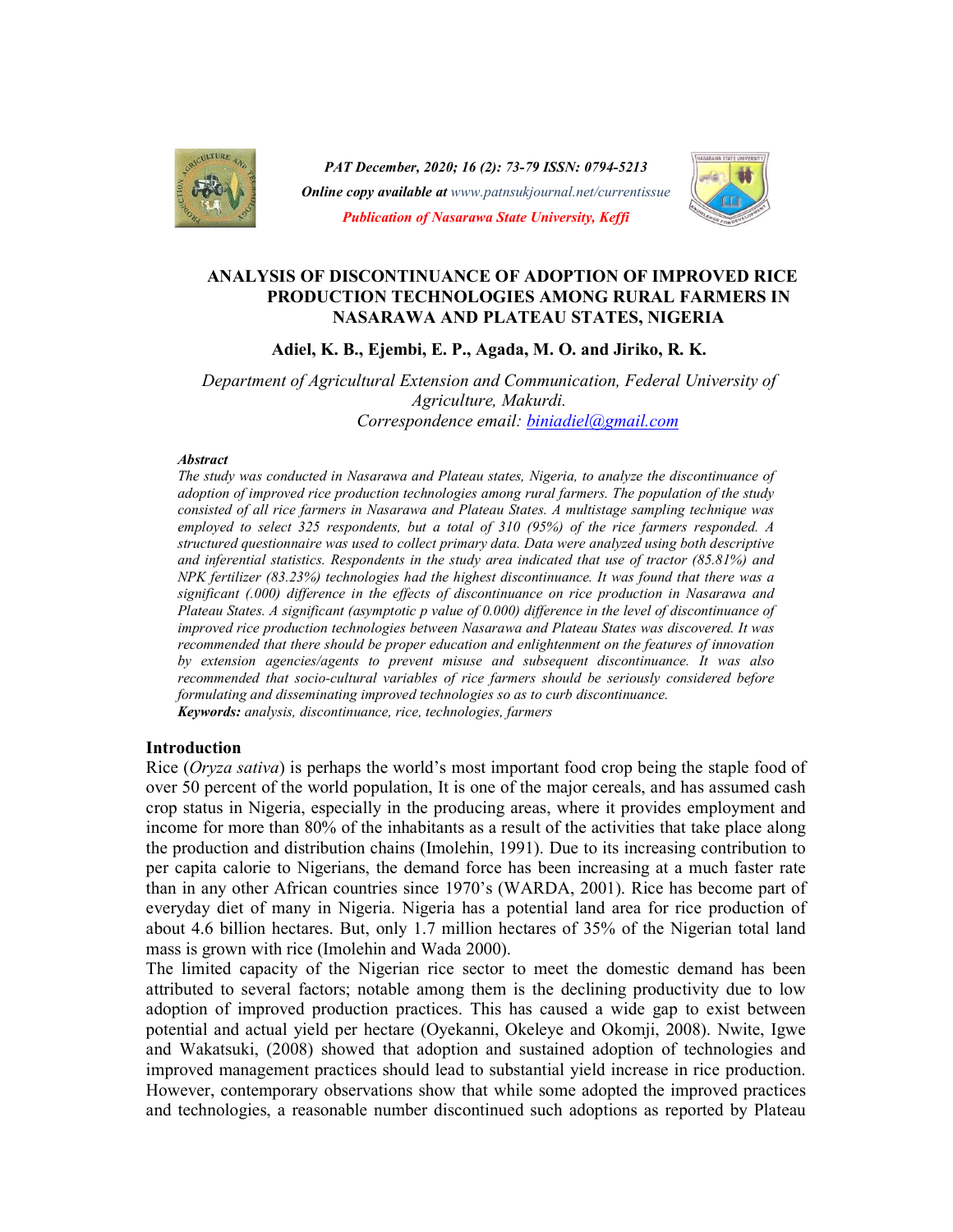*PAT December, 2020; 16 (2): 73-79 ISSN: 0794-5213*

***Online copy available at** www.patnsukjournal.net/currentissue*

***Publication of Nasarawa State University, Keffi***

# ANALYSIS OF DISCONTINUANCE OF ADOPTION OF IMPROVED RICE PRODUCTION TECHNOLOGIES AMONG RURAL FARMERS IN NASARAWA AND PLATEAU STATES, NIGERIA

**Adiel, K. B., Ejembi, E. P., Agada, M. O. and Jiriko, R. K.**

*Department of Agricultural Extension and Communication, Federal University of Agriculture, Makurdi.*
*Correspondence email: biniadiel@gmail.com*

***Abstract***

*The study was conducted in Nasarawa and Plateau states, Nigeria, to analyze the discontinuance of adoption of improved rice production technologies among rural farmers. The population of the study consisted of all rice farmers in Nasarawa and Plateau States. A multistage sampling technique was employed to select 325 respondents, but a total of 310 (95%) of the rice farmers responded. A structured questionnaire was used to collect primary data. Data were analyzed using both descriptive and inferential statistics. Respondents in the study area indicated that use of tractor (85.81%) and NPK fertilizer (83.23%) technologies had the highest discontinuance. It was found that there was a significant (.000) difference in the effects of discontinuance on rice production in Nasarawa and Plateau States. A significant (asymptotic p value of 0.000) difference in the level of discontinuance of improved rice production technologies between Nasarawa and Plateau States was discovered. It was recommended that there should be proper education and enlightenment on the features of innovation by extension agencies/agents to prevent misuse and subsequent discontinuance. It was also recommended that socio-cultural variables of rice farmers should be seriously considered before formulating and disseminating improved technologies so as to curb discontinuance.*

***Keywords:** analysis, discontinuance, rice, technologies, farmers*

## Introduction

Rice (*Oryza sativa*) is perhaps the world's most important food crop being the staple food of over 50 percent of the world population, It is one of the major cereals, and has assumed cash crop status in Nigeria, especially in the producing areas, where it provides employment and income for more than 80% of the inhabitants as a result of the activities that take place along the production and distribution chains (Imolehin, 1991). Due to its increasing contribution to per capita calorie to Nigerians, the demand force has been increasing at a much faster rate than in any other African countries since 1970's (WARDA, 2001). Rice has become part of everyday diet of many in Nigeria. Nigeria has a potential land area for rice production of about 4.6 billion hectares. But, only 1.7 million hectares of 35% of the Nigerian total land mass is grown with rice (Imolehin and Wada 2000).

The limited capacity of the Nigerian rice sector to meet the domestic demand has been attributed to several factors; notable among them is the declining productivity due to low adoption of improved production practices. This has caused a wide gap to exist between potential and actual yield per hectare (Oyekanni, Okeleye and Okomji, 2008). Nwite, Igwe and Wakatsuki, (2008) showed that adoption and sustained adoption of technologies and improved management practices should lead to substantial yield increase in rice production. However, contemporary observations show that while some adopted the improved practices and technologies, a reasonable number discontinued such adoptions as reported by Plateau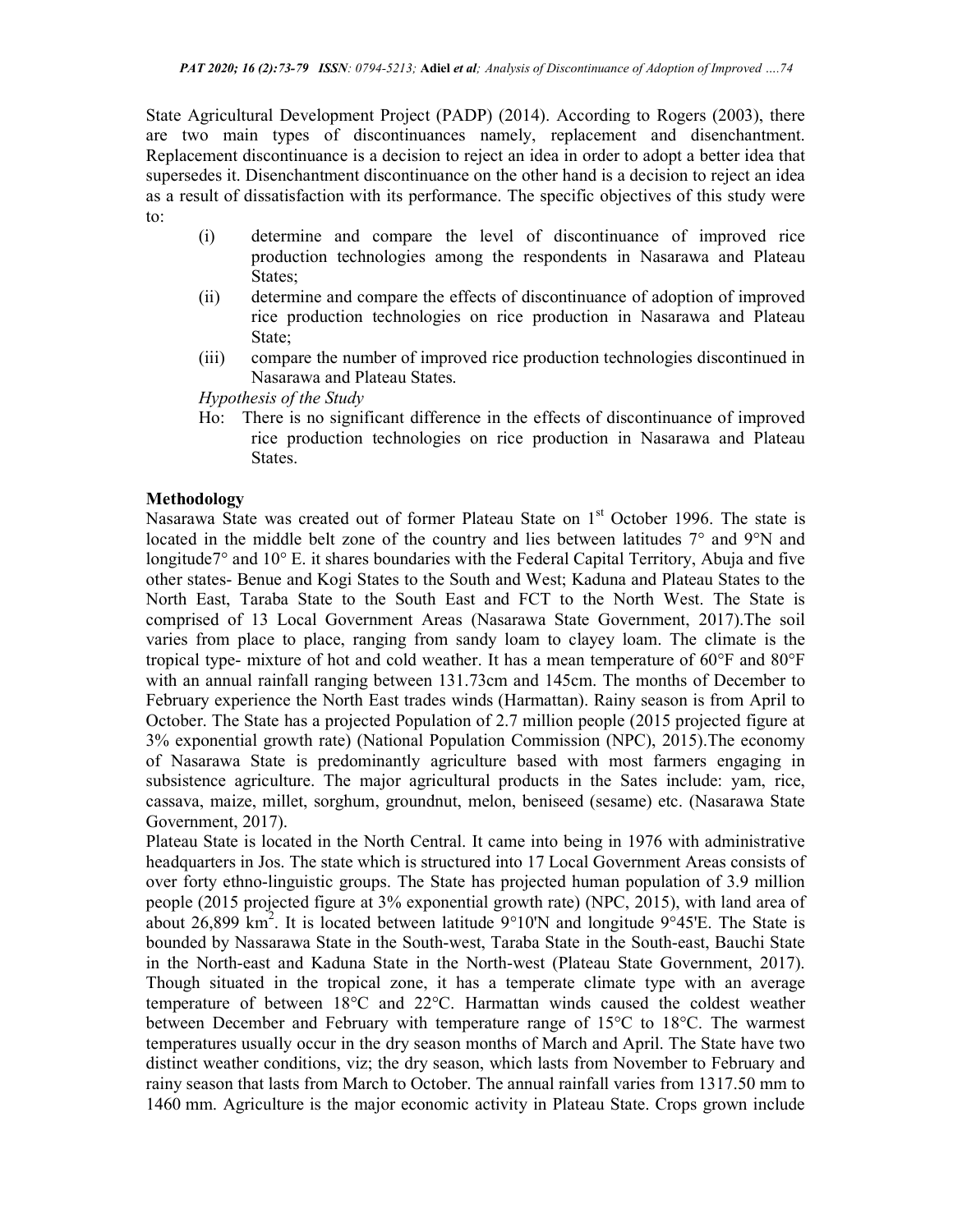State Agricultural Development Project (PADP) (2014). According to Rogers (2003), there are two main types of discontinuances namely, replacement and disenchantment. Replacement discontinuance is a decision to reject an idea in order to adopt a better idea that supersedes it. Disenchantment discontinuance on the other hand is a decision to reject an idea as a result of dissatisfaction with its performance. The specific objectives of this study were to:

(i) determine and compare the level of discontinuance of improved rice production technologies among the respondents in Nasarawa and Plateau States;

(ii) determine and compare the effects of discontinuance of adoption of improved rice production technologies on rice production in Nasarawa and Plateau State;

(iii) compare the number of improved rice production technologies discontinued in Nasarawa and Plateau States.

*Hypothesis of the Study*

Ho: There is no significant difference in the effects of discontinuance of improved rice production technologies on rice production in Nasarawa and Plateau States.

## Methodology

Nasarawa State was created out of former Plateau State on 1st October 1996. The state is located in the middle belt zone of the country and lies between latitudes 7° and 9°N and longitude7° and 10° E. it shares boundaries with the Federal Capital Territory, Abuja and five other states- Benue and Kogi States to the South and West; Kaduna and Plateau States to the North East, Taraba State to the South East and FCT to the North West. The State is comprised of 13 Local Government Areas (Nasarawa State Government, 2017).The soil varies from place to place, ranging from sandy loam to clayey loam. The climate is the tropical type- mixture of hot and cold weather. It has a mean temperature of 60°F and 80°F with an annual rainfall ranging between 131.73cm and 145cm. The months of December to February experience the North East trades winds (Harmattan). Rainy season is from April to October. The State has a projected Population of 2.7 million people (2015 projected figure at 3% exponential growth rate) (National Population Commission (NPC), 2015).The economy of Nasarawa State is predominantly agriculture based with most farmers engaging in subsistence agriculture. The major agricultural products in the Sates include: yam, rice, cassava, maize, millet, sorghum, groundnut, melon, beniseed (sesame) etc. (Nasarawa State Government, 2017).

Plateau State is located in the North Central. It came into being in 1976 with administrative headquarters in Jos. The state which is structured into 17 Local Government Areas consists of over forty ethno-linguistic groups. The State has projected human population of 3.9 million people (2015 projected figure at 3% exponential growth rate) (NPC, 2015), with land area of about 26,899 km$^2$. It is located between latitude 9°10'N and longitude 9°45'E. The State is bounded by Nassarawa State in the South-west, Taraba State in the South-east, Bauchi State in the North-east and Kaduna State in the North-west (Plateau State Government, 2017). Though situated in the tropical zone, it has a temperate climate type with an average temperature of between 18°C and 22°C. Harmattan winds caused the coldest weather between December and February with temperature range of 15°C to 18°C. The warmest temperatures usually occur in the dry season months of March and April. The State have two distinct weather conditions, viz; the dry season, which lasts from November to February and rainy season that lasts from March to October. The annual rainfall varies from 1317.50 mm to 1460 mm. Agriculture is the major economic activity in Plateau State. Crops grown include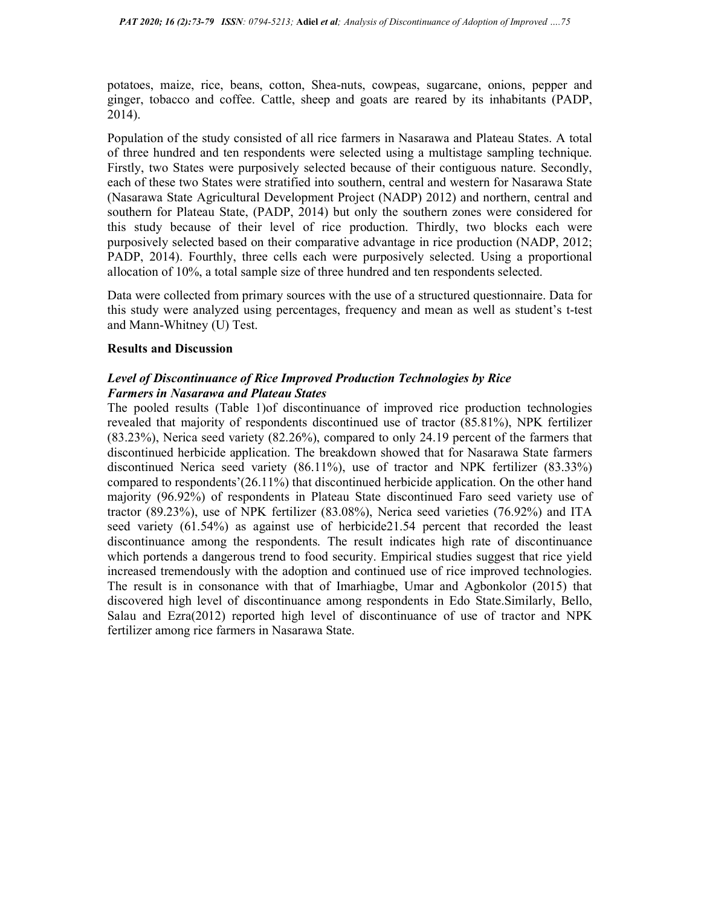potatoes, maize, rice, beans, cotton, Shea-nuts, cowpeas, sugarcane, onions, pepper and ginger, tobacco and coffee. Cattle, sheep and goats are reared by its inhabitants (PADP, 2014).

Population of the study consisted of all rice farmers in Nasarawa and Plateau States. A total of three hundred and ten respondents were selected using a multistage sampling technique. Firstly, two States were purposively selected because of their contiguous nature. Secondly, each of these two States were stratified into southern, central and western for Nasarawa State (Nasarawa State Agricultural Development Project (NADP) 2012) and northern, central and southern for Plateau State, (PADP, 2014) but only the southern zones were considered for this study because of their level of rice production. Thirdly, two blocks each were purposively selected based on their comparative advantage in rice production (NADP, 2012; PADP, 2014). Fourthly, three cells each were purposively selected. Using a proportional allocation of 10%, a total sample size of three hundred and ten respondents selected.

Data were collected from primary sources with the use of a structured questionnaire. Data for this study were analyzed using percentages, frequency and mean as well as student's t-test and Mann-Whitney (U) Test.

## Results and Discussion

### *Level of Discontinuance of Rice Improved Production Technologies by Rice Farmers in Nasarawa and Plateau States*

The pooled results (Table 1)of discontinuance of improved rice production technologies revealed that majority of respondents discontinued use of tractor (85.81%), NPK fertilizer (83.23%), Nerica seed variety (82.26%), compared to only 24.19 percent of the farmers that discontinued herbicide application. The breakdown showed that for Nasarawa State farmers discontinued Nerica seed variety (86.11%), use of tractor and NPK fertilizer (83.33%) compared to respondents'(26.11%) that discontinued herbicide application. On the other hand majority (96.92%) of respondents in Plateau State discontinued Faro seed variety use of tractor (89.23%), use of NPK fertilizer (83.08%), Nerica seed varieties (76.92%) and ITA seed variety (61.54%) as against use of herbicide21.54 percent that recorded the least discontinuance among the respondents. The result indicates high rate of discontinuance which portends a dangerous trend to food security. Empirical studies suggest that rice yield increased tremendously with the adoption and continued use of rice improved technologies. The result is in consonance with that of Imarhiagbe, Umar and Agbonkolor (2015) that discovered high level of discontinuance among respondents in Edo State.Similarly, Bello, Salau and Ezra(2012) reported high level of discontinuance of use of tractor and NPK fertilizer among rice farmers in Nasarawa State.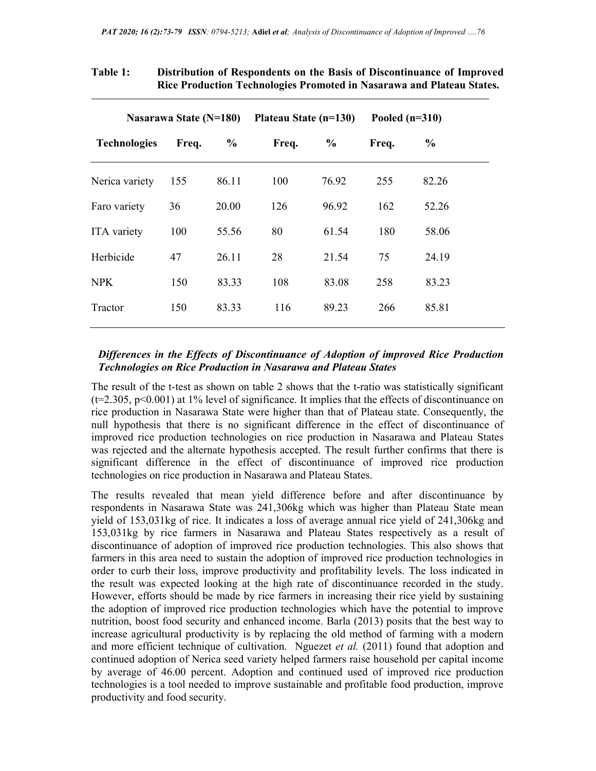**Table 1: Distribution of Respondents on the Basis of Discontinuance of Improved Rice Production Technologies Promoted in Nasarawa and Plateau States.**

| | Nasarawa State (N=180) | | Plateau State (n=130) | | Pooled (n=310) | |
|---|---|---|---|---|---|---|
| **Technologies** | **Freq.** | **%** | **Freq.** | **%** | **Freq.** | **%** |
| Nerica variety | 155 | 86.11 | 100 | 76.92 | 255 | 82.26 |
| Faro variety | 36 | 20.00 | 126 | 96.92 | 162 | 52.26 |
| ITA variety | 100 | 55.56 | 80 | 61.54 | 180 | 58.06 |
| Herbicide | 47 | 26.11 | 28 | 21.54 | 75 | 24.19 |
| NPK | 150 | 83.33 | 108 | 83.08 | 258 | 83.23 |
| Tractor | 150 | 83.33 | 116 | 89.23 | 266 | 85.81 |

### *Differences in the Effects of Discontinuance of Adoption of improved Rice Production Technologies on Rice Production in Nasarawa and Plateau States*

The result of the t-test as shown on table 2 shows that the t-ratio was statistically significant ($t=2.305$, $p<0.001$) at 1% level of significance. It implies that the effects of discontinuance on rice production in Nasarawa State were higher than that of Plateau state. Consequently, the null hypothesis that there is no significant difference in the effect of discontinuance of improved rice production technologies on rice production in Nasarawa and Plateau States was rejected and the alternate hypothesis accepted. The result further confirms that there is significant difference in the effect of discontinuance of improved rice production technologies on rice production in Nasarawa and Plateau States.

The results revealed that mean yield difference before and after discontinuance by respondents in Nasarawa State was 241,306kg which was higher than Plateau State mean yield of 153,031kg of rice. It indicates a loss of average annual rice yield of 241,306kg and 153,031kg by rice farmers in Nasarawa and Plateau States respectively as a result of discontinuance of adoption of improved rice production technologies. This also shows that farmers in this area need to sustain the adoption of improved rice production technologies in order to curb their loss, improve productivity and profitability levels. The loss indicated in the result was expected looking at the high rate of discontinuance recorded in the study. However, efforts should be made by rice farmers in increasing their rice yield by sustaining the adoption of improved rice production technologies which have the potential to improve nutrition, boost food security and enhanced income. Barla (2013) posits that the best way to increase agricultural productivity is by replacing the old method of farming with a modern and more efficient technique of cultivation. Nguezet *et al.* (2011) found that adoption and continued adoption of Nerica seed variety helped farmers raise household per capital income by average of 46.00 percent. Adoption and continued used of improved rice production technologies is a tool needed to improve sustainable and profitable food production, improve productivity and food security.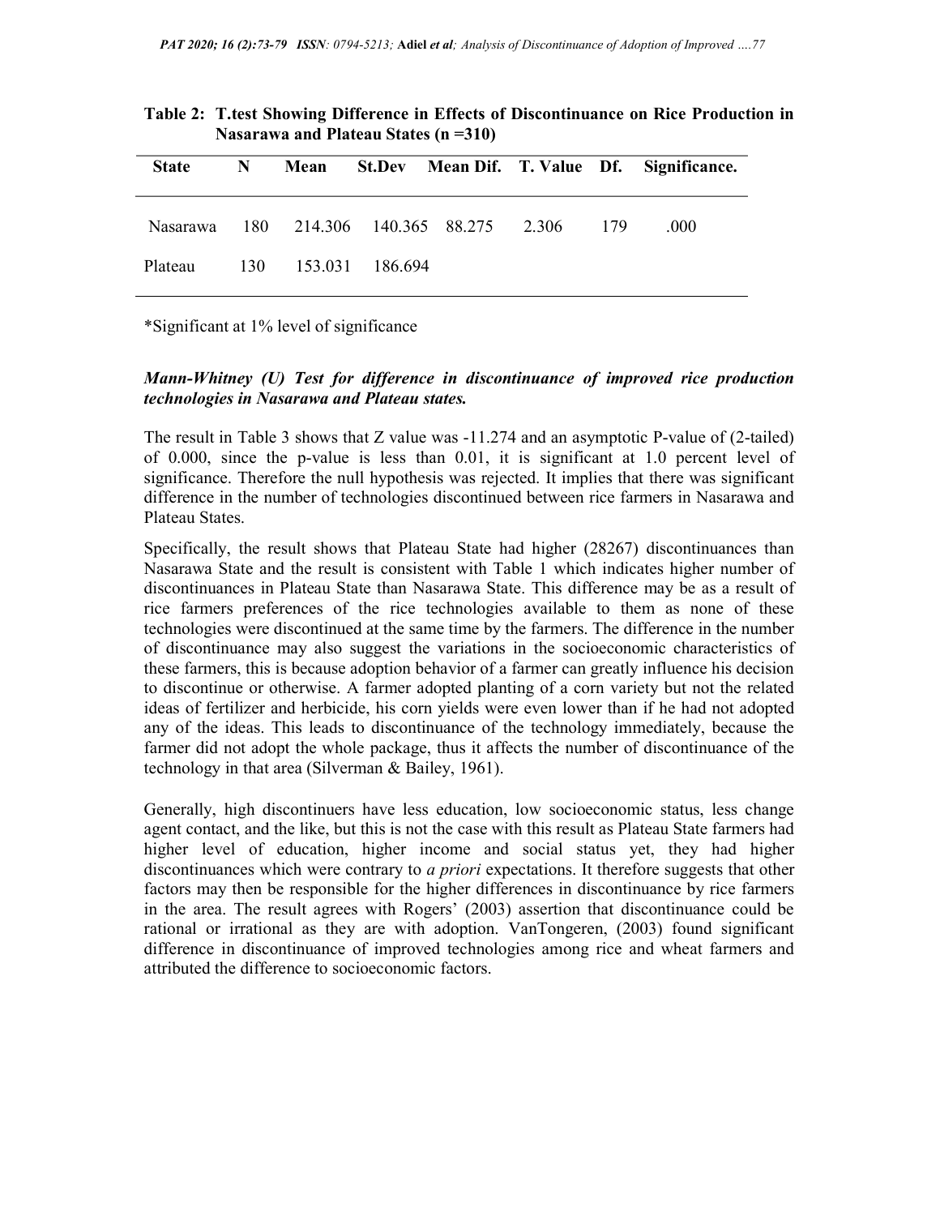**Table 2: T.test Showing Difference in Effects of Discontinuance on Rice Production in Nasarawa and Plateau States (n =310)**

| State | N | Mean | St.Dev | Mean Dif. | T. Value | Df. | Significance. |
|---|---|---|---|---|---|---|---|
| Nasarawa | 180 | 214.306 | 140.365 | 88.275 | 2.306 | 179 | .000 |
| Plateau | 130 | 153.031 | 186.694 | | | | |

*Significant at 1% level of significance

***Mann-Whitney (U) Test for difference in discontinuance of improved rice production technologies in Nasarawa and Plateau states.***

The result in Table 3 shows that Z value was -11.274 and an asymptotic P-value of (2-tailed) of 0.000, since the p-value is less than 0.01, it is significant at 1.0 percent level of significance. Therefore the null hypothesis was rejected. It implies that there was significant difference in the number of technologies discontinued between rice farmers in Nasarawa and Plateau States.

Specifically, the result shows that Plateau State had higher (28267) discontinuances than Nasarawa State and the result is consistent with Table 1 which indicates higher number of discontinuances in Plateau State than Nasarawa State. This difference may be as a result of rice farmers preferences of the rice technologies available to them as none of these technologies were discontinued at the same time by the farmers. The difference in the number of discontinuance may also suggest the variations in the socioeconomic characteristics of these farmers, this is because adoption behavior of a farmer can greatly influence his decision to discontinue or otherwise. A farmer adopted planting of a corn variety but not the related ideas of fertilizer and herbicide, his corn yields were even lower than if he had not adopted any of the ideas. This leads to discontinuance of the technology immediately, because the farmer did not adopt the whole package, thus it affects the number of discontinuance of the technology in that area (Silverman & Bailey, 1961).

Generally, high discontinuers have less education, low socioeconomic status, less change agent contact, and the like, but this is not the case with this result as Plateau State farmers had higher level of education, higher income and social status yet, they had higher discontinuances which were contrary to *a priori* expectations. It therefore suggests that other factors may then be responsible for the higher differences in discontinuance by rice farmers in the area. The result agrees with Rogers' (2003) assertion that discontinuance could be rational or irrational as they are with adoption. VanTongeren, (2003) found significant difference in discontinuance of improved technologies among rice and wheat farmers and attributed the difference to socioeconomic factors.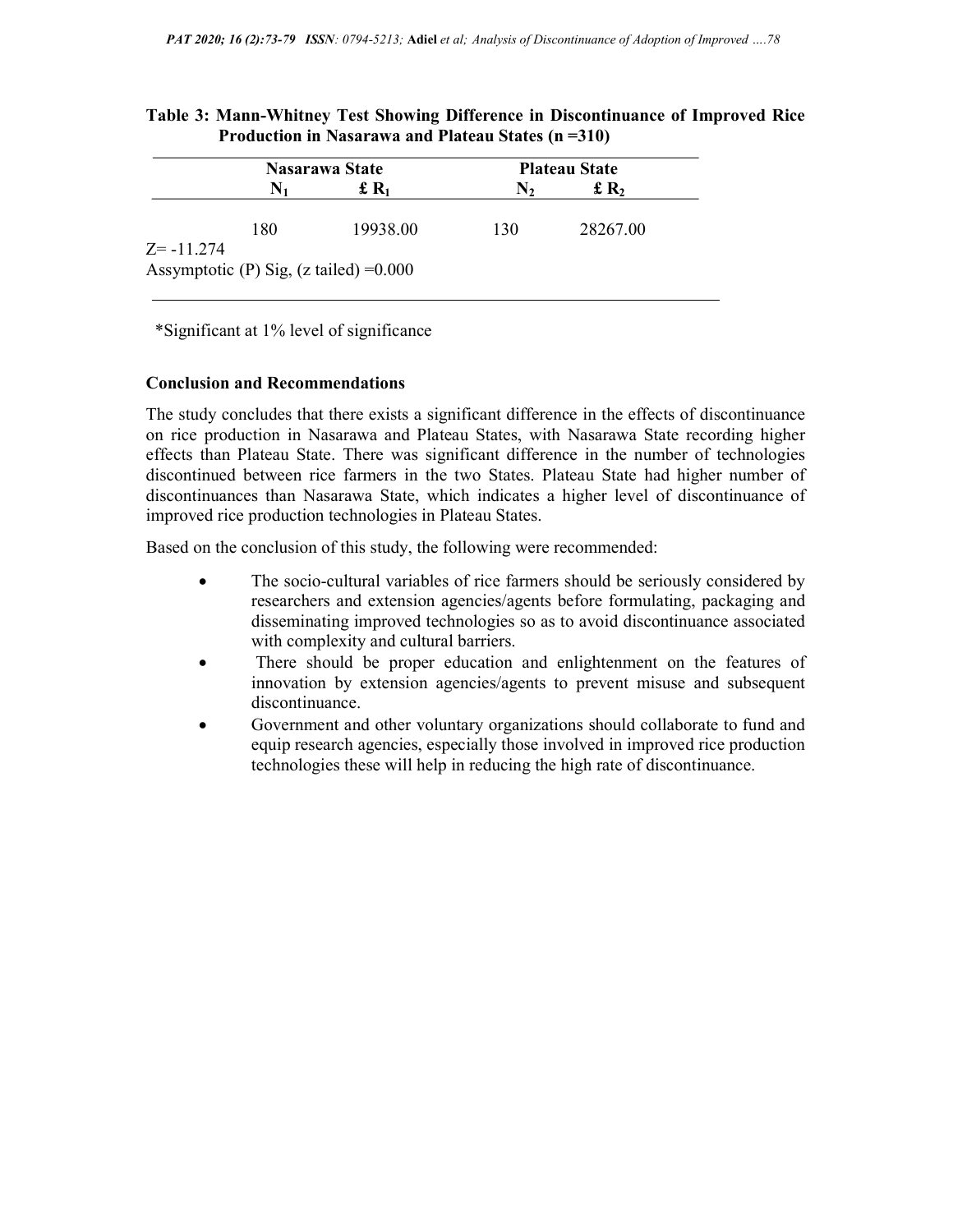**Table 3: Mann-Whitney Test Showing Difference in Discontinuance of Improved Rice Production in Nasarawa and Plateau States (n =310)**

| | Nasarawa State | | Plateau State | |
|---|---|---|---|---|
| | $N_1$ | £ $R_1$ | $N_2$ | £ $R_2$ |
| | 180 | 19938.00 | 130 | 28267.00 |

Z= -11.274

Assymptotic (P) Sig, (z tailed) =0.000

*Significant at 1% level of significance

## Conclusion and Recommendations

The study concludes that there exists a significant difference in the effects of discontinuance on rice production in Nasarawa and Plateau States, with Nasarawa State recording higher effects than Plateau State. There was significant difference in the number of technologies discontinued between rice farmers in the two States. Plateau State had higher number of discontinuances than Nasarawa State, which indicates a higher level of discontinuance of improved rice production technologies in Plateau States.

Based on the conclusion of this study, the following were recommended:

- The socio-cultural variables of rice farmers should be seriously considered by researchers and extension agencies/agents before formulating, packaging and disseminating improved technologies so as to avoid discontinuance associated with complexity and cultural barriers.
- There should be proper education and enlightenment on the features of innovation by extension agencies/agents to prevent misuse and subsequent discontinuance.
- Government and other voluntary organizations should collaborate to fund and equip research agencies, especially those involved in improved rice production technologies these will help in reducing the high rate of discontinuance.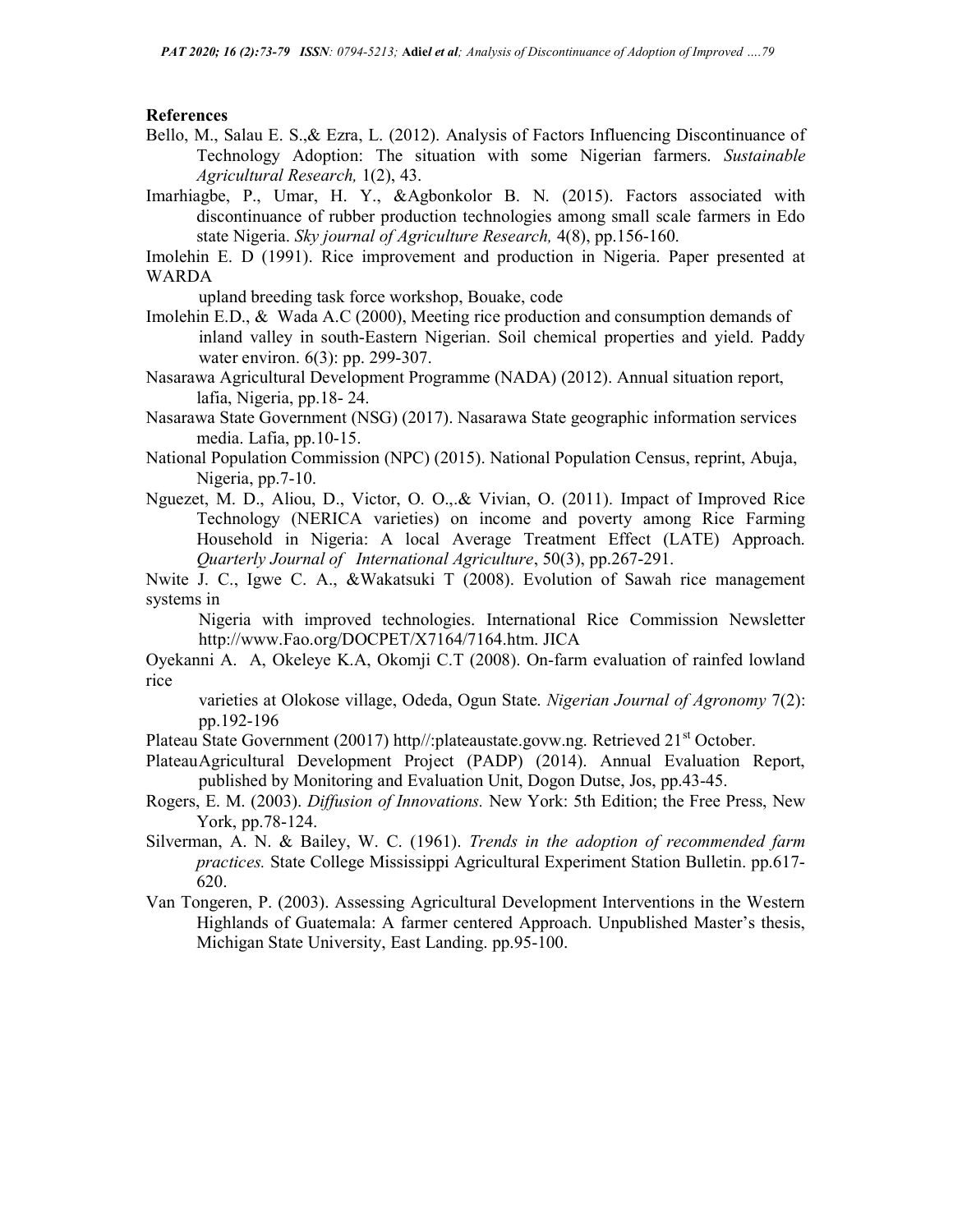## References

Bello, M., Salau E. S.,& Ezra, L. (2012). Analysis of Factors Influencing Discontinuance of Technology Adoption: The situation with some Nigerian farmers. *Sustainable Agricultural Research,* 1(2), 43.

Imarhiagbe, P., Umar, H. Y., &Agbonkolor B. N. (2015). Factors associated with discontinuance of rubber production technologies among small scale farmers in Edo state Nigeria. *Sky journal of Agriculture Research,* 4(8), pp.156-160.

Imolehin E. D (1991). Rice improvement and production in Nigeria. Paper presented at WARDA upland breeding task force workshop, Bouake, code

Imolehin E.D., & Wada A.C (2000), Meeting rice production and consumption demands of inland valley in south-Eastern Nigerian. Soil chemical properties and yield. Paddy water environ. 6(3): pp. 299-307.

Nasarawa Agricultural Development Programme (NADA) (2012). Annual situation report, lafia, Nigeria, pp.18- 24.

Nasarawa State Government (NSG) (2017). Nasarawa State geographic information services media. Lafia, pp.10-15.

National Population Commission (NPC) (2015). National Population Census, reprint, Abuja, Nigeria, pp.7-10.

Nguezet, M. D., Aliou, D., Victor, O. O.,.& Vivian, O. (2011). Impact of Improved Rice Technology (NERICA varieties) on income and poverty among Rice Farming Household in Nigeria: A local Average Treatment Effect (LATE) Approach. *Quarterly Journal of International Agriculture*, 50(3), pp.267-291.

Nwite J. C., Igwe C. A., &Wakatsuki T (2008). Evolution of Sawah rice management systems in Nigeria with improved technologies. International Rice Commission Newsletter http://www.Fao.org/DOCPET/X7164/7164.htm. JICA

Oyekanni A. A, Okeleye K.A, Okomji C.T (2008). On-farm evaluation of rainfed lowland rice varieties at Olokose village, Odeda, Ogun State. *Nigerian Journal of Agronomy* 7(2): pp.192-196

Plateau State Government (20017) http//:plateaustate.govw.ng. Retrieved 21st October.

PlateauAgricultural Development Project (PADP) (2014). Annual Evaluation Report, published by Monitoring and Evaluation Unit, Dogon Dutse, Jos, pp.43-45.

Rogers, E. M. (2003). *Diffusion of Innovations.* New York: 5th Edition; the Free Press, New York, pp.78-124.

Silverman, A. N. & Bailey, W. C. (1961). *Trends in the adoption of recommended farm practices.* State College Mississippi Agricultural Experiment Station Bulletin. pp.617-620.

Van Tongeren, P. (2003). Assessing Agricultural Development Interventions in the Western Highlands of Guatemala: A farmer centered Approach. Unpublished Master's thesis, Michigan State University, East Landing. pp.95-100.